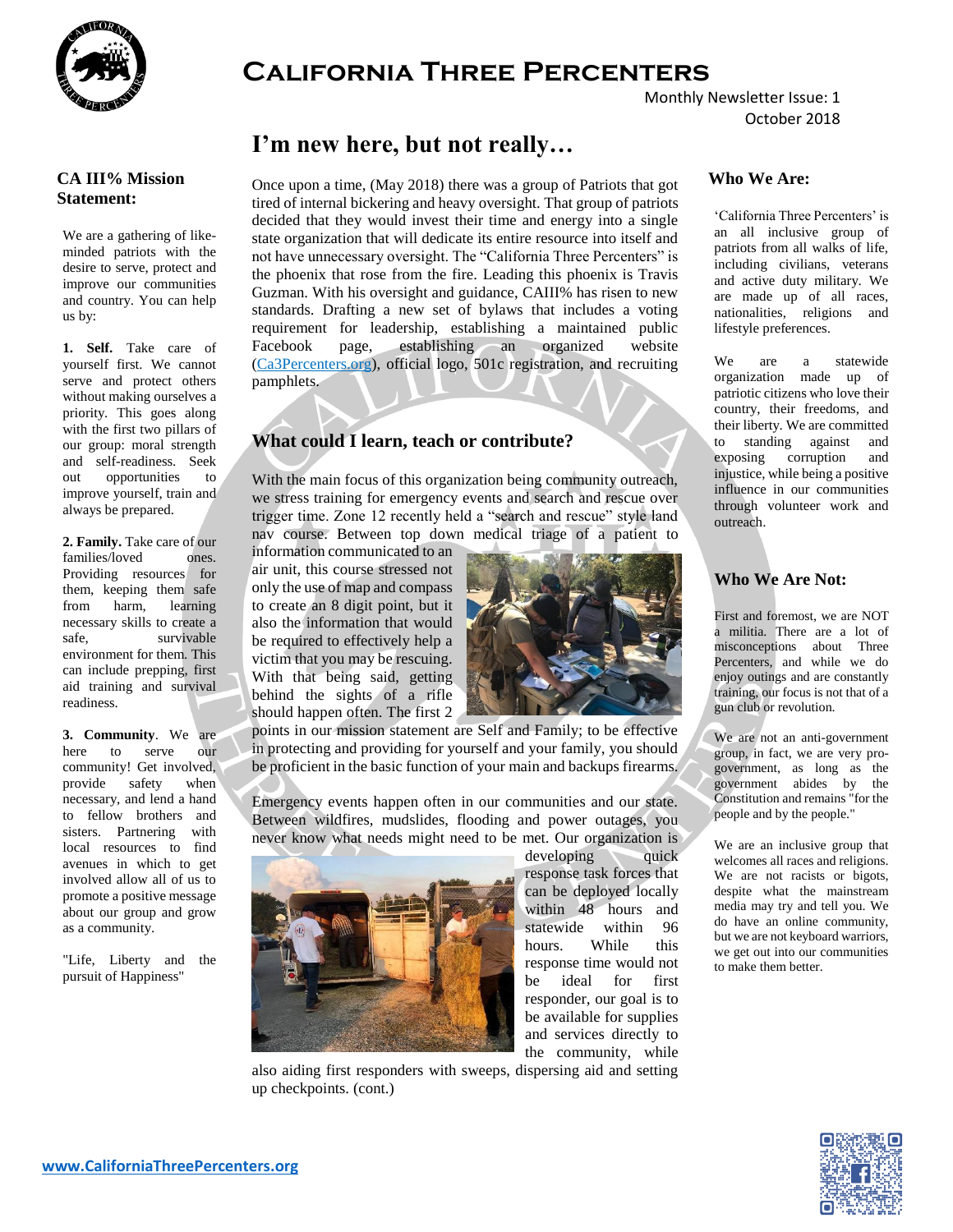# California Three Percenters

Monthly Newsletter Issue: 1
October 2018

## I'm new here, but not really…

Once upon a time, (May 2018) there was a group of Patriots that got tired of internal bickering and heavy oversight. That group of patriots decided that they would invest their time and energy into a single state organization that will dedicate its entire resource into itself and not have unnecessary oversight. The "California Three Percenters" is the phoenix that rose from the fire. Leading this phoenix is Travis Guzman. With his oversight and guidance, CAIII% has risen to new standards. Drafting a new set of bylaws that includes a voting requirement for leadership, establishing a maintained public Facebook page, establishing an organized website (Ca3Percenters.org), official logo, 501c registration, and recruiting pamphlets.

## What could I learn, teach or contribute?

With the main focus of this organization being community outreach, we stress training for emergency events and search and rescue over trigger time. Zone 12 recently held a "search and rescue" style land nav course. Between top down medical triage of a patient to information communicated to an air unit, this course stressed not only the use of map and compass to create an 8 digit point, but it also the information that would be required to effectively help a victim that you may be rescuing. With that being said, getting behind the sights of a rifle should happen often. The first 2 points in our mission statement are Self and Family; to be effective in protecting and providing for yourself and your family, you should be proficient in the basic function of your main and backups firearms.

Emergency events happen often in our communities and our state. Between wildfires, mudslides, flooding and power outages, you never know what needs might need to be met. Our organization is developing quick response task forces that can be deployed locally within 48 hours and statewide within 96 hours. While this response time would not be ideal for first responder, our goal is to be available for supplies and services directly to the community, while also aiding first responders with sweeps, dispersing aid and setting up checkpoints. (cont.)

### CA III% Mission Statement:

We are a gathering of like-minded patriots with the desire to serve, protect and improve our communities and country. You can help us by:

**1. Self.** Take care of yourself first. We cannot serve and protect others without making ourselves a priority. This goes along with the first two pillars of our group: moral strength and self-readiness. Seek out opportunities to improve yourself, train and always be prepared.

**2. Family.** Take care of our families/loved ones. Providing resources for them, keeping them safe from harm, learning necessary skills to create a safe, survivable environment for them. This can include prepping, first aid training and survival readiness.

**3. Community**. We are here to serve our community! Get involved, provide safety when necessary, and lend a hand to fellow brothers and sisters. Partnering with local resources to find avenues in which to get involved allow all of us to promote a positive message about our group and grow as a community.

"Life, Liberty and the pursuit of Happiness"

### Who We Are:

'California Three Percenters' is an all inclusive group of patriots from all walks of life, including civilians, veterans and active duty military. We are made up of all races, nationalities, religions and lifestyle preferences.

We are a statewide organization made up of patriotic citizens who love their country, their freedoms, and their liberty. We are committed to standing against and exposing corruption and injustice, while being a positive influence in our communities through volunteer work and outreach.

### Who We Are Not:

First and foremost, we are NOT a militia. There are a lot of misconceptions about Three Percenters, and while we do enjoy outings and are constantly training, our focus is not that of a gun club or revolution.

We are not an anti-government group, in fact, we are very pro-government, as long as the government abides by the Constitution and remains "for the people and by the people."

We are an inclusive group that welcomes all races and religions. We are not racists or bigots, despite what the mainstream media may try and tell you. We do have an online community, but we are not keyboard warriors, we get out into our communities to make them better.

www.CaliforniaThreePercenters.org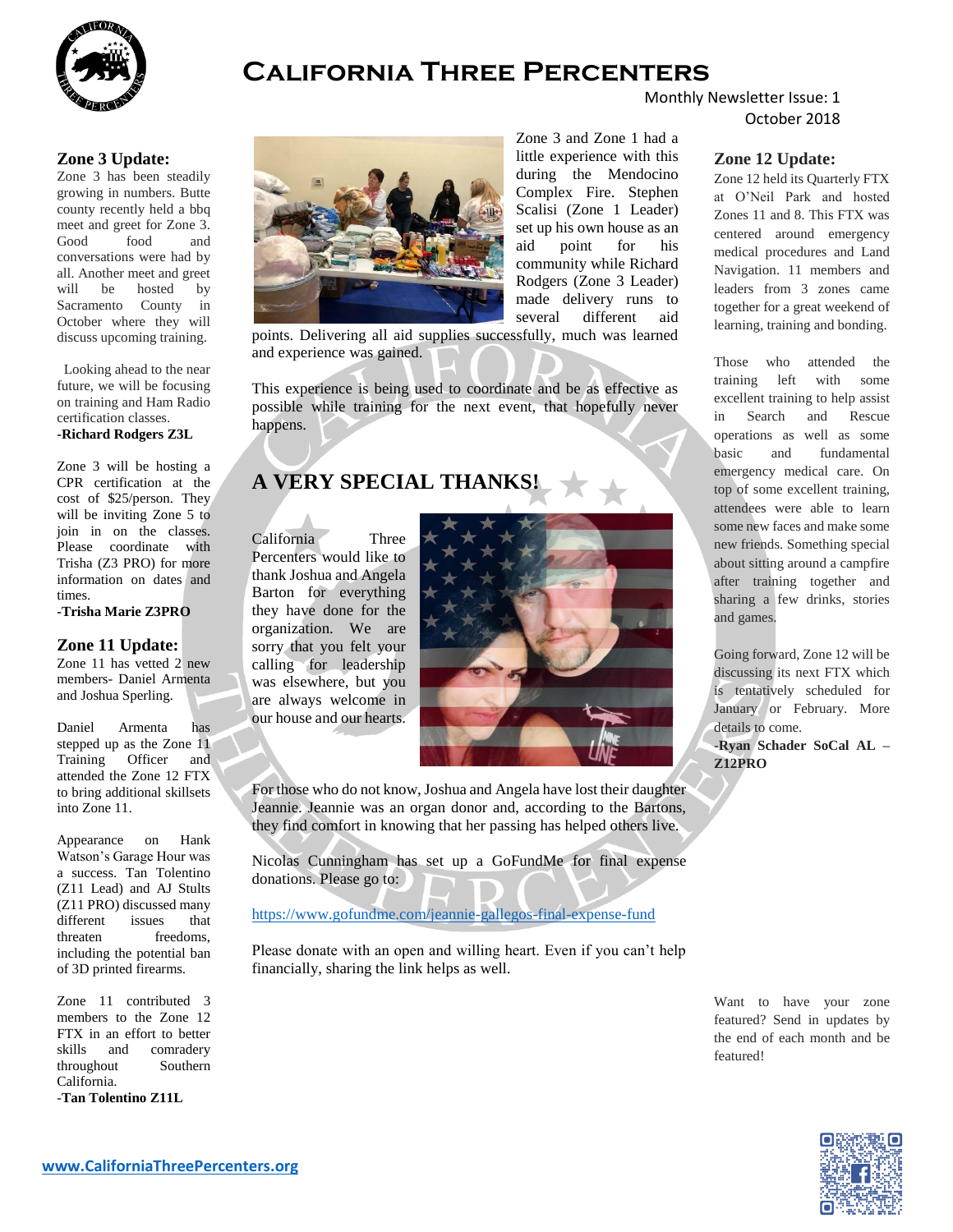# California Three Percenters

Monthly Newsletter Issue: 1
October 2018

## Zone 3 Update:

Zone 3 has been steadily growing in numbers. Butte county recently held a bbq meet and greet for Zone 3. Good food and conversations were had by all. Another meet and greet will be hosted by Sacramento County in October where they will discuss upcoming training.

Looking ahead to the near future, we will be focusing on training and Ham Radio certification classes.

**-Richard Rodgers Z3L**

Zone 3 will be hosting a CPR certification at the cost of $25/person. They will be inviting Zone 5 to join in on the classes. Please coordinate with Trisha (Z3 PRO) for more information on dates and times.

**-Trisha Marie Z3PRO**

## Zone 11 Update:

Zone 11 has vetted 2 new members- Daniel Armenta and Joshua Sperling.

Daniel Armenta has stepped up as the Zone 11 Training Officer and attended the Zone 12 FTX to bring additional skillsets into Zone 11.

Appearance on Hank Watson's Garage Hour was a success. Tan Tolentino (Z11 Lead) and AJ Stults (Z11 PRO) discussed many different issues that threaten freedoms, including the potential ban of 3D printed firearms.

Zone 11 contributed 3 members to the Zone 12 FTX in an effort to better skills and comradery throughout Southern California.

**-Tan Tolentino Z11L**

Zone 3 and Zone 1 had a little experience with this during the Mendocino Complex Fire. Stephen Scalisi (Zone 1 Leader) set up his own house as an aid point for his community while Richard Rodgers (Zone 3 Leader) made delivery runs to several different aid points. Delivering all aid supplies successfully, much was learned and experience was gained.

This experience is being used to coordinate and be as effective as possible while training for the next event, that hopefully never happens.

## A VERY SPECIAL THANKS!

California Three Percenters would like to thank Joshua and Angela Barton for everything they have done for the organization. We are sorry that you felt your calling for leadership was elsewhere, but you are always welcome in our house and our hearts.

For those who do not know, Joshua and Angela have lost their daughter Jeannie. Jeannie was an organ donor and, according to the Bartons, they find comfort in knowing that her passing has helped others live.

Nicolas Cunningham has set up a GoFundMe for final expense donations. Please go to:

https://www.gofundme.com/jeannie-gallegos-final-expense-fund

Please donate with an open and willing heart. Even if you can't help financially, sharing the link helps as well.

## Zone 12 Update:

Zone 12 held its Quarterly FTX at O'Neil Park and hosted Zones 11 and 8. This FTX was centered around emergency medical procedures and Land Navigation. 11 members and leaders from 3 zones came together for a great weekend of learning, training and bonding.

Those who attended the training left with some excellent training to help assist in Search and Rescue operations as well as some basic and fundamental emergency medical care. On top of some excellent training, attendees were able to learn some new faces and make some new friends. Something special about sitting around a campfire after training together and sharing a few drinks, stories and games.

Going forward, Zone 12 will be discussing its next FTX which is tentatively scheduled for January or February. More details to come.

**-Ryan Schader SoCal AL – Z12PRO**

Want to have your zone featured? Send in updates by the end of each month and be featured!

www.CaliforniaThreePercenters.org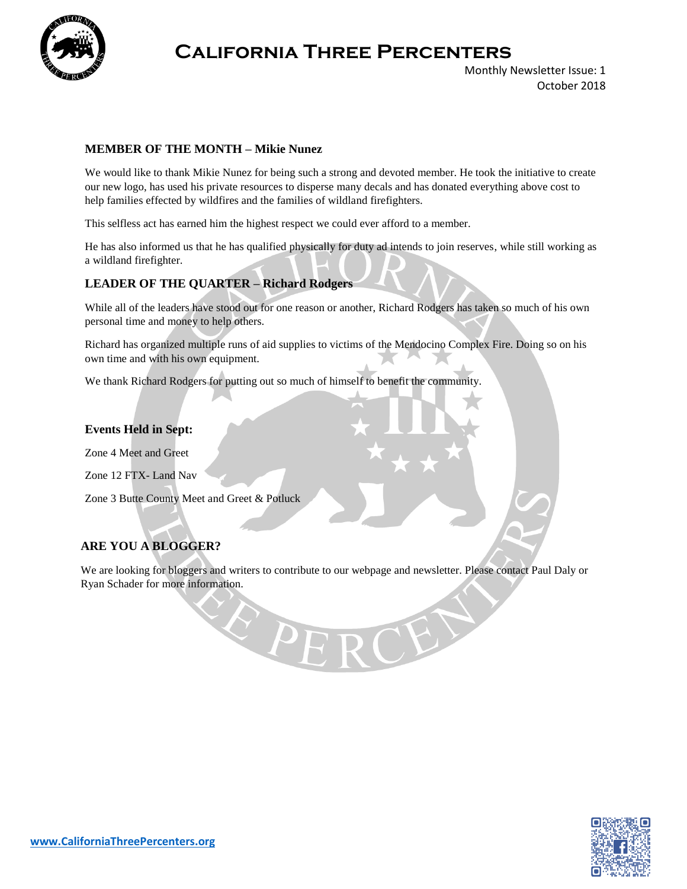# California Three Percenters

Monthly Newsletter Issue: 1
October 2018

## MEMBER OF THE MONTH – Mikie Nunez

We would like to thank Mikie Nunez for being such a strong and devoted member. He took the initiative to create our new logo, has used his private resources to disperse many decals and has donated everything above cost to help families effected by wildfires and the families of wildland firefighters.

This selfless act has earned him the highest respect we could ever afford to a member.

He has also informed us that he has qualified physically for duty ad intends to join reserves, while still working as a wildland firefighter.

## LEADER OF THE QUARTER – Richard Rodgers

While all of the leaders have stood out for one reason or another, Richard Rodgers has taken so much of his own personal time and money to help others.

Richard has organized multiple runs of aid supplies to victims of the Mendocino Complex Fire. Doing so on his own time and with his own equipment.

We thank Richard Rodgers for putting out so much of himself to benefit the community.

## Events Held in Sept:

Zone 4 Meet and Greet

Zone 12 FTX- Land Nav

Zone 3 Butte County Meet and Greet & Potluck

## ARE YOU A BLOGGER?

We are looking for bloggers and writers to contribute to our webpage and newsletter. Please contact Paul Daly or Ryan Schader for more information.

www.CaliforniaThreePercenters.org